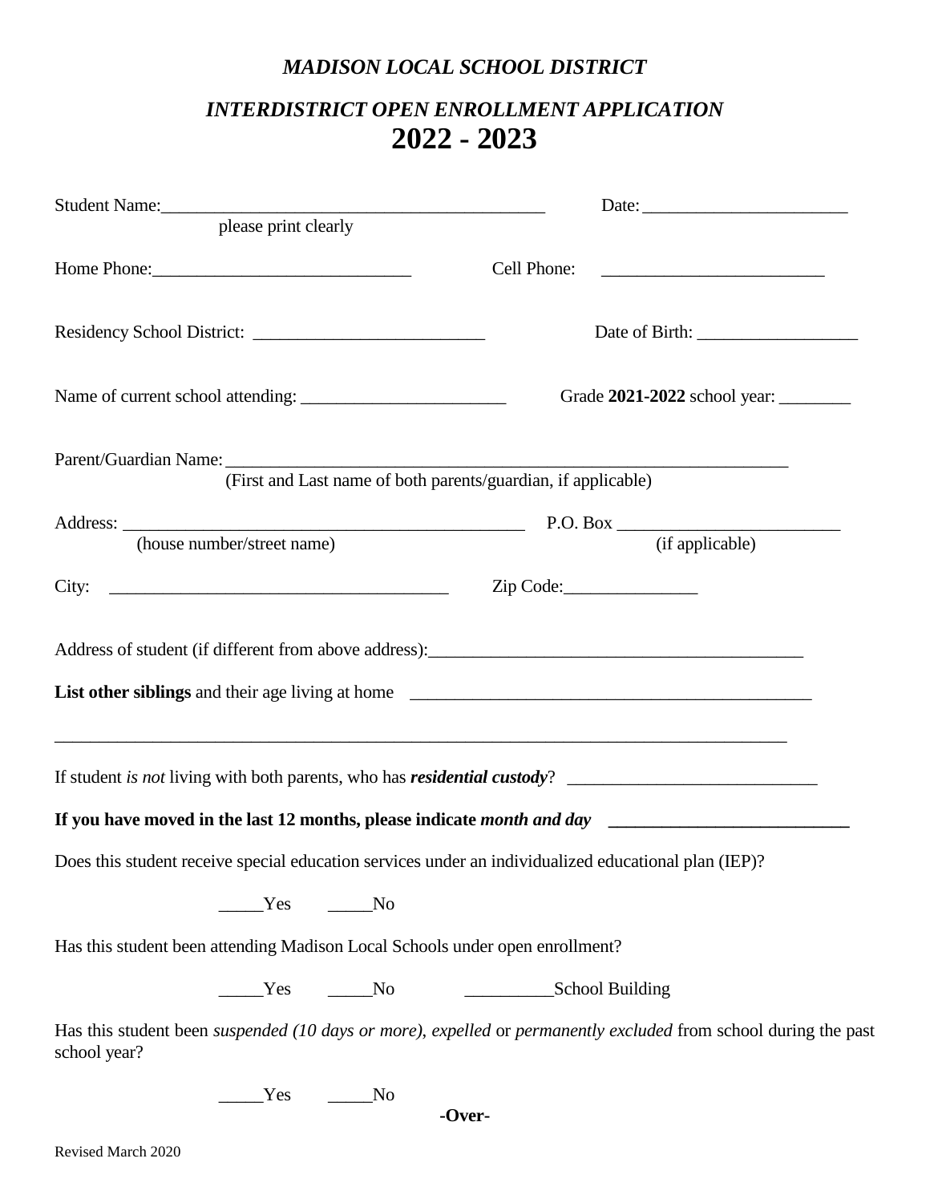## *MADISON LOCAL SCHOOL DISTRICT*

## *INTERDISTRICT OPEN ENROLLMENT APPLICATION*
# 2022 - 2023

Student Name:_____________________________________________ Date:________________________
please print clearly

Home Phone:_____________________________ Cell Phone: _________________________

Residency School District: __________________________ Date of Birth: __________________

Name of current school attending: _______________________ Grade **2021-2022** school year: ________

Parent/Guardian Name:________________________________________________________________
(First and Last name of both parents/guardian, if applicable)

Address: _______________________________________________ P.O. Box _________________________
(house number/street name) (if applicable)

City: _____________________________________ Zip Code:_______________

Address of student (if different from above address):___________________________________________

**List other siblings** and their age living at home ______________________________________________

_____________________________________________________________________________________

If student *is not* living with both parents, who has ***residential custody***? ___________________________

**If you have moved in the last 12 months, please indicate *month and day*** ___________________________

Does this student receive special education services under an individualized educational plan (IEP)?

_____Yes _____No

Has this student been attending Madison Local Schools under open enrollment?

_____Yes _____No __________School Building

Has this student been *suspended (10 days or more)*, *expelled* or *permanently excluded* from school during the past school year?

_____Yes _____No

**-Over-**

Revised March 2020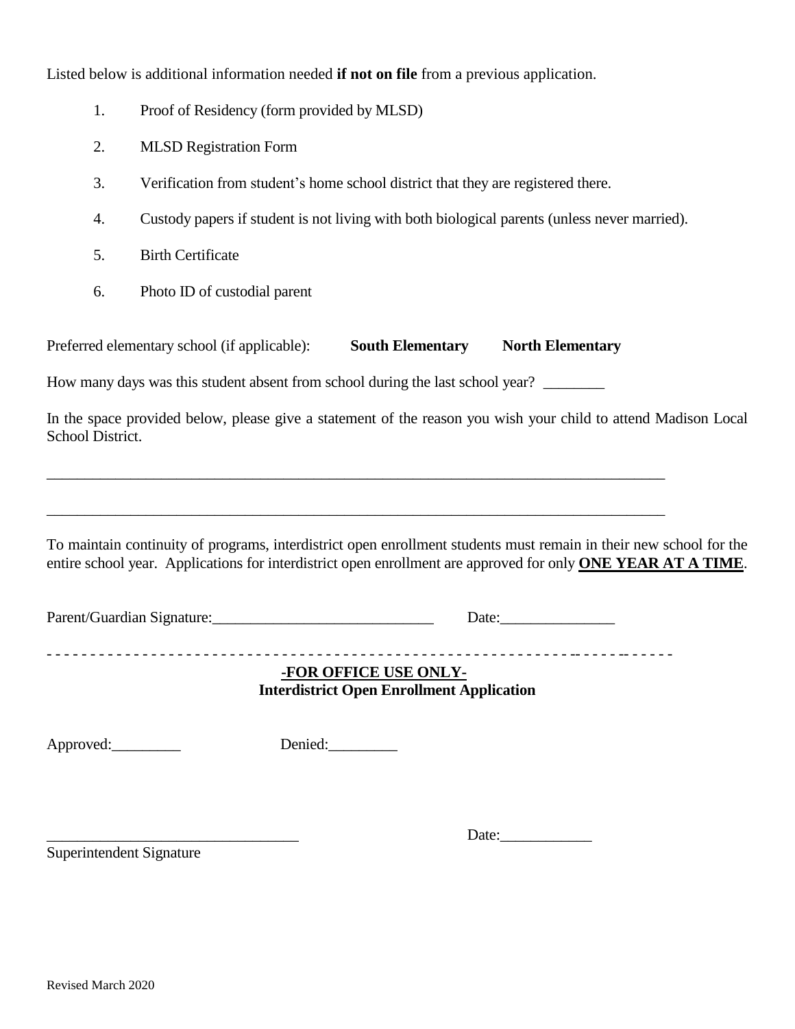Listed below is additional information needed **if not on file** from a previous application.

1. Proof of Residency (form provided by MLSD)
2. MLSD Registration Form
3. Verification from student's home school district that they are registered there.
4. Custody papers if student is not living with both biological parents (unless never married).
5. Birth Certificate
6. Photo ID of custodial parent

Preferred elementary school (if applicable): **South Elementary** **North Elementary**

How many days was this student absent from school during the last school year? ________

In the space provided below, please give a statement of the reason you wish your child to attend Madison Local School District.

_______________________________________________________________________________

_______________________________________________________________________________

To maintain continuity of programs, interdistrict open enrollment students must remain in their new school for the entire school year. Applications for interdistrict open enrollment are approved for only **ONE YEAR AT A TIME**.

Parent/Guardian Signature:_____________________________ Date:_______________

- - - - - - - - - - - - - - - - - - - - - - - - - - - - - - - - - - - - - - - - - - - - - - - - - - - - - - - - - - - - - - - - - -

**-FOR OFFICE USE ONLY-**

**Interdistrict Open Enrollment Application**

Approved:_________ Denied:_________

_________________________________ Date:____________

Superintendent Signature

Revised March 2020